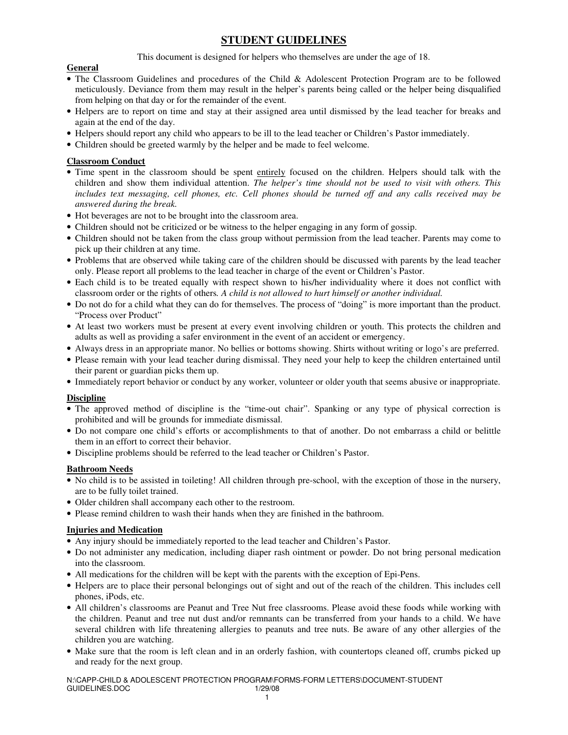# STUDENT GUIDELINES

This document is designed for helpers who themselves are under the age of 18.

## General

- The Classroom Guidelines and procedures of the Child & Adolescent Protection Program are to be followed meticulously. Deviance from them may result in the helper's parents being called or the helper being disqualified from helping on that day or for the remainder of the event.
- Helpers are to report on time and stay at their assigned area until dismissed by the lead teacher for breaks and again at the end of the day.
- Helpers should report any child who appears to be ill to the lead teacher or Children's Pastor immediately.
- Children should be greeted warmly by the helper and be made to feel welcome.

## Classroom Conduct

- Time spent in the classroom should be spent entirely focused on the children. Helpers should talk with the children and show them individual attention. *The helper's time should not be used to visit with others. This includes text messaging, cell phones, etc. Cell phones should be turned off and any calls received may be answered during the break.*
- Hot beverages are not to be brought into the classroom area.
- Children should not be criticized or be witness to the helper engaging in any form of gossip.
- Children should not be taken from the class group without permission from the lead teacher. Parents may come to pick up their children at any time.
- Problems that are observed while taking care of the children should be discussed with parents by the lead teacher only. Please report all problems to the lead teacher in charge of the event or Children's Pastor.
- Each child is to be treated equally with respect shown to his/her individuality where it does not conflict with classroom order or the rights of others. *A child is not allowed to hurt himself or another individual.*
- Do not do for a child what they can do for themselves. The process of "doing" is more important than the product. "Process over Product"
- At least two workers must be present at every event involving children or youth. This protects the children and adults as well as providing a safer environment in the event of an accident or emergency.
- Always dress in an appropriate manor. No bellies or bottoms showing. Shirts without writing or logo's are preferred.
- Please remain with your lead teacher during dismissal. They need your help to keep the children entertained until their parent or guardian picks them up.
- Immediately report behavior or conduct by any worker, volunteer or older youth that seems abusive or inappropriate.

## Discipline

- The approved method of discipline is the "time-out chair". Spanking or any type of physical correction is prohibited and will be grounds for immediate dismissal.
- Do not compare one child's efforts or accomplishments to that of another. Do not embarrass a child or belittle them in an effort to correct their behavior.
- Discipline problems should be referred to the lead teacher or Children's Pastor.

## Bathroom Needs

- No child is to be assisted in toileting! All children through pre-school, with the exception of those in the nursery, are to be fully toilet trained.
- Older children shall accompany each other to the restroom.
- Please remind children to wash their hands when they are finished in the bathroom.

## Injuries and Medication

- Any injury should be immediately reported to the lead teacher and Children's Pastor.
- Do not administer any medication, including diaper rash ointment or powder. Do not bring personal medication into the classroom.
- All medications for the children will be kept with the parents with the exception of Epi-Pens.
- Helpers are to place their personal belongings out of sight and out of the reach of the children. This includes cell phones, iPods, etc.
- All children's classrooms are Peanut and Tree Nut free classrooms. Please avoid these foods while working with the children. Peanut and tree nut dust and/or remnants can be transferred from your hands to a child. We have several children with life threatening allergies to peanuts and tree nuts. Be aware of any other allergies of the children you are watching.
- Make sure that the room is left clean and in an orderly fashion, with countertops cleaned off, crumbs picked up and ready for the next group.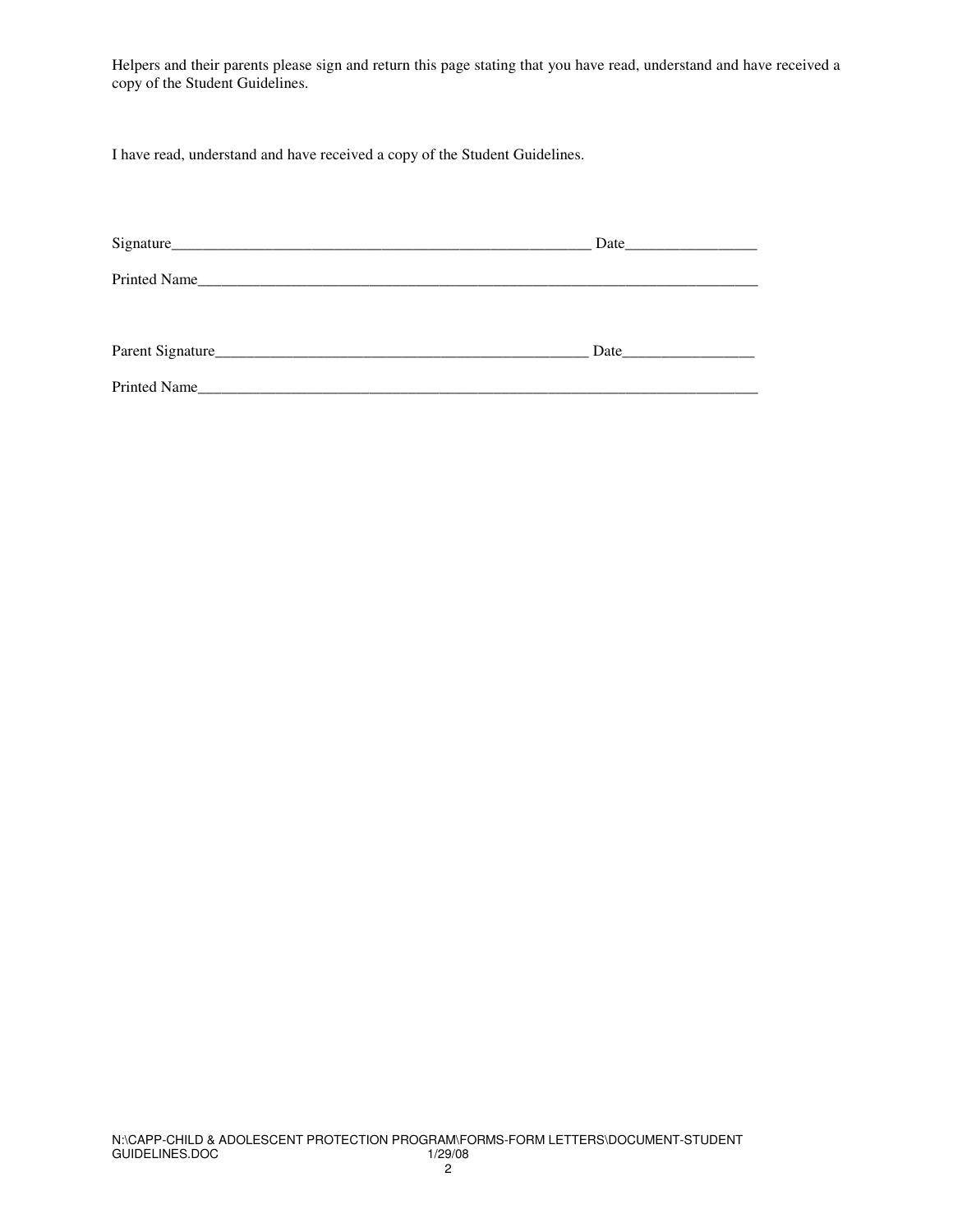Helpers and their parents please sign and return this page stating that you have read, understand and have received a copy of the Student Guidelines.

I have read, understand and have received a copy of the Student Guidelines.

Signature_______________________________________________________ Date_________________

Printed Name____________________________________________________________________________

Parent Signature__________________________________________________ Date_________________

Printed Name____________________________________________________________________________